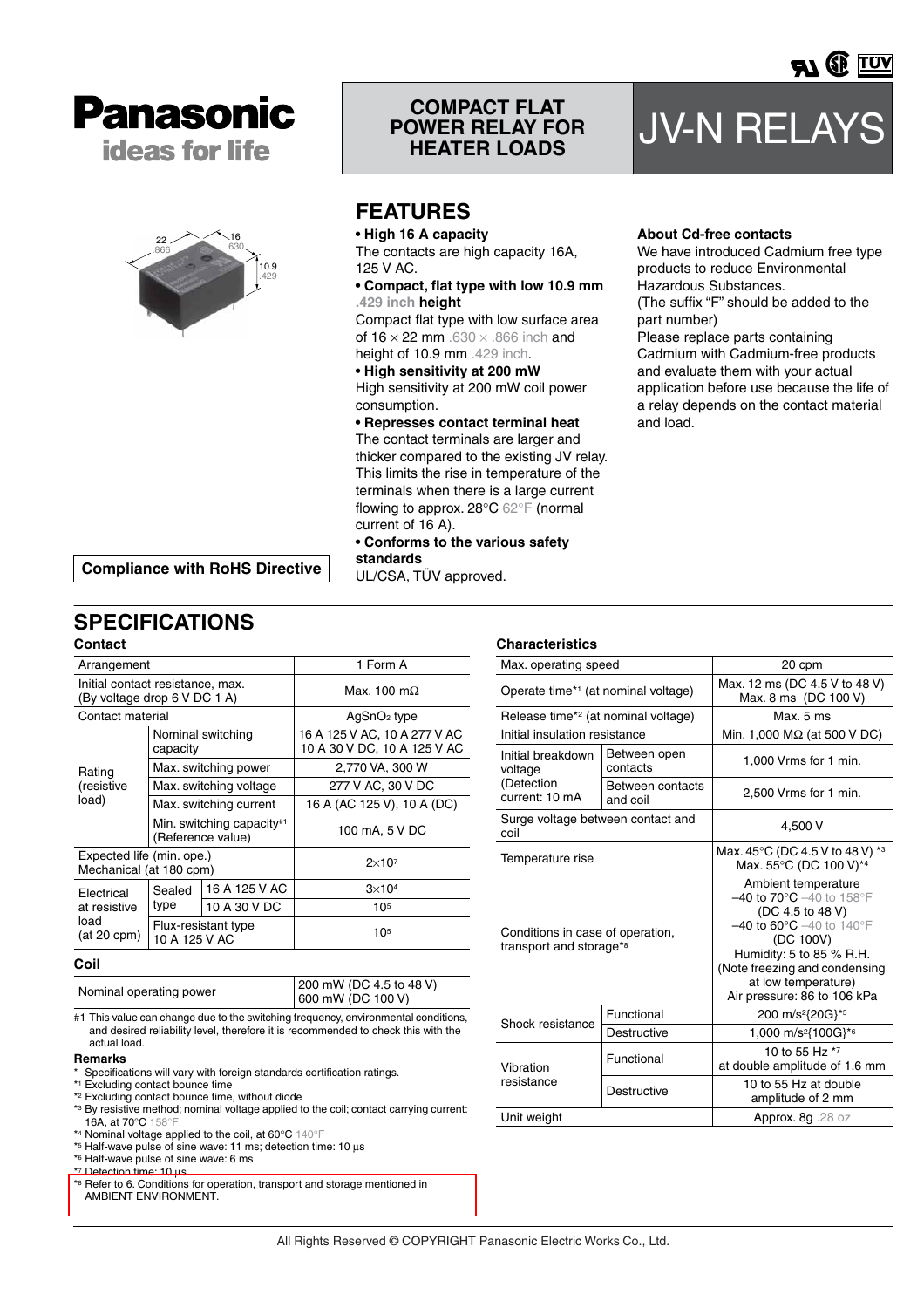# Panasonic
ideas for life

## COMPACT FLAT POWER RELAY FOR HEATER LOADS

# JV-N RELAYS

22 .866 16 .630 10.9 .429

Compliance with RoHS Directive

## FEATURES

**• High 16 A capacity**
The contacts are high capacity 16A, 125 V AC.

**• Compact, flat type with low 10.9 mm .429 inch height**
Compact flat type with low surface area of 16 × 22 mm .630 × .866 inch and height of 10.9 mm .429 inch.

**• High sensitivity at 200 mW**
High sensitivity at 200 mW coil power consumption.

**• Represses contact terminal heat**
The contact terminals are larger and thicker compared to the existing JV relay. This limits the rise in temperature of the terminals when there is a large current flowing to approx. 28°C 62°F (normal current of 16 A).

**• Conforms to the various safety standards**
UL/CSA, TÜV approved.

**About Cd-free contacts**
We have introduced Cadmium free type products to reduce Environmental Hazardous Substances.
(The suffix "F" should be added to the part number)
Please replace parts containing Cadmium with Cadmium-free products and evaluate them with your actual application before use because the life of a relay depends on the contact material and load.

## SPECIFICATIONS

### Contact

| Item | | | |
|---|---|---|---|
| Arrangement | | | 1 Form A |
| Initial contact resistance, max. (By voltage drop 6 V DC 1 A) | | | Max. 100 mΩ |
| Contact material | | | $AgSnO_2$ type |
| Rating (resistive load) | Nominal switching capacity | | 16 A 125 V AC, 10 A 277 V AC 10 A 30 V DC, 10 A 125 V AC |
| | Max. switching power | | 2,770 VA, 300 W |
| | Max. switching voltage | | 277 V AC, 30 V DC |
| | Max. switching current | | 16 A (AC 125 V), 10 A (DC) |
| | Min. switching capacity#1 (Reference value) | | 100 mA, 5 V DC |
| Expected life (min. ope.) Mechanical (at 180 cpm) | | | $2\times10^7$ |
| Electrical at resistive load (at 20 cpm) | Sealed type | 16 A 125 V AC | $3\times10^4$ |
| | | 10 A 30 V DC | $10^5$ |
| | Flux-resistant type 10 A 125 V AC | | $10^5$ |

### Coil

| | |
|---|---|
| Nominal operating power | 200 mW (DC 4.5 to 48 V) 600 mW (DC 100 V) |

#1 This value can change due to the switching frequency, environmental conditions, and desired reliability level, therefore it is recommended to check this with the actual load.

**Remarks**
* Specifications will vary with foreign standards certification ratings.
*1 Excluding contact bounce time
*2 Excluding contact bounce time, without diode
*3 By resistive method; nominal voltage applied to the coil; contact carrying current: 16A, at 70°C 158°F
*4 Nominal voltage applied to the coil, at 60°C 140°F
*5 Half-wave pulse of sine wave: 11 ms; detection time: 10 µs
*6 Half-wave pulse of sine wave: 6 ms
*7 Detection time: 10 µs
*8 Refer to 6. Conditions for operation, transport and storage mentioned in AMBIENT ENVIRONMENT.

### Characteristics

| Item | | |
|---|---|---|
| Max. operating speed | | 20 cpm |
| Operate time*1 (at nominal voltage) | | Max. 12 ms (DC 4.5 V to 48 V) Max. 8 ms (DC 100 V) |
| Release time*2 (at nominal voltage) | | Max. 5 ms |
| Initial insulation resistance | | Min. 1,000 MΩ (at 500 V DC) |
| Initial breakdown voltage (Detection current: 10 mA | Between open contacts | 1,000 Vrms for 1 min. |
| | Between contacts and coil | 2,500 Vrms for 1 min. |
| Surge voltage between contact and coil | | 4,500 V |
| Temperature rise | | Max. 45°C (DC 4.5 V to 48 V) *3 Max. 55°C (DC 100 V)*4 |
| Conditions in case of operation, transport and storage*8 | | Ambient temperature –40 to 70°C –40 to 158°F (DC 4.5 to 48 V) –40 to 60°C –40 to 140°F (DC 100V) Humidity: 5 to 85 % R.H. (Note freezing and condensing at low temperature) Air pressure: 86 to 106 kPa |
| Shock resistance | Functional | 200 $m/s^2${20G}*5 |
| | Destructive | 1,000 $m/s^2${100G}*6 |
| Vibration resistance | Functional | 10 to 55 Hz *7 at double amplitude of 1.6 mm |
| | Destructive | 10 to 55 Hz at double amplitude of 2 mm |
| Unit weight | | Approx. 8g .28 oz |

All Rights Reserved © COPYRIGHT Panasonic Electric Works Co., Ltd.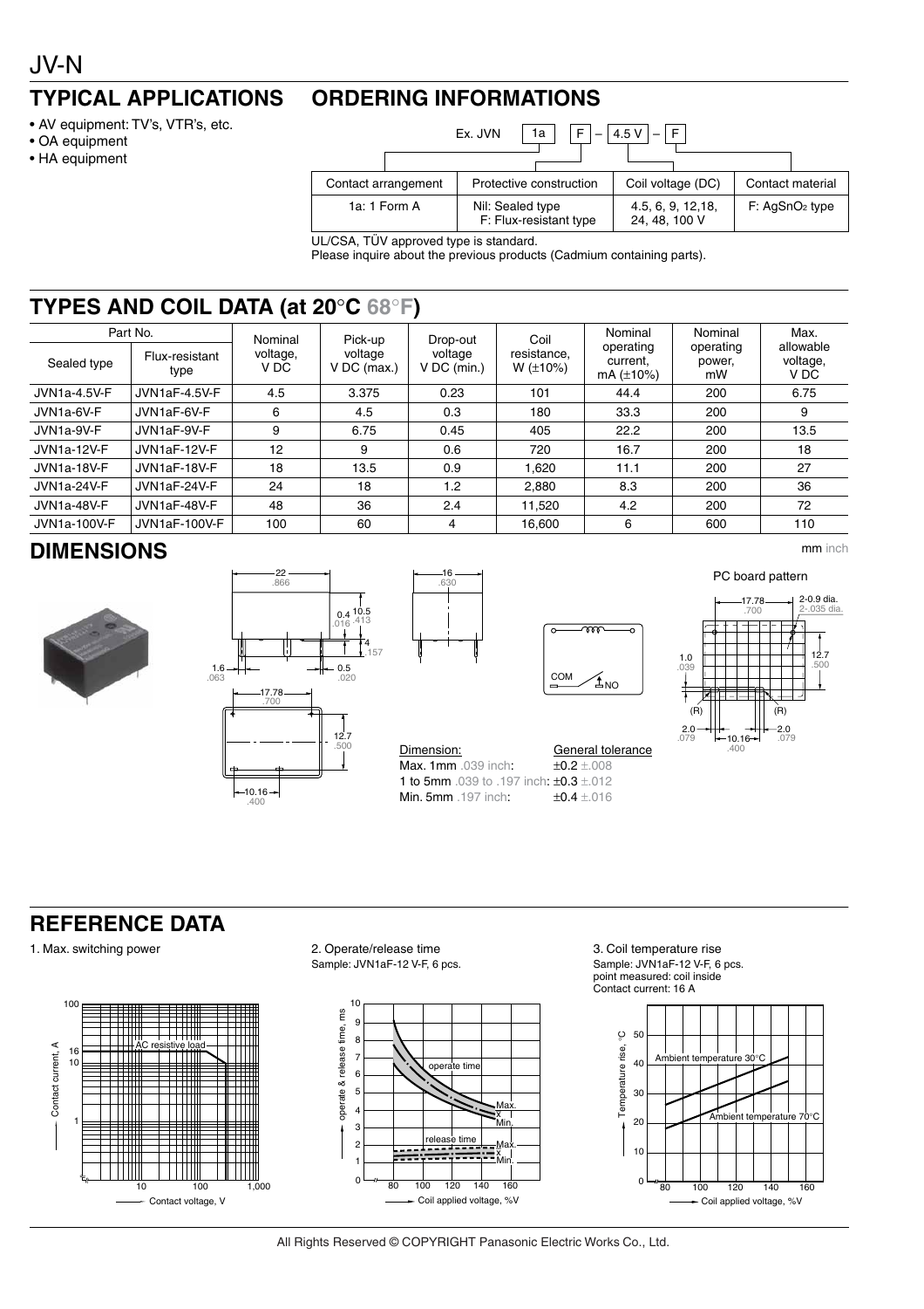JV-N

## TYPICAL APPLICATIONS

- AV equipment: TV's, VTR's, etc.
- OA equipment
- HA equipment

## ORDERING INFORMATIONS

Ex. JVN | 1a | F | – | 4.5 V | – | F

| Contact arrangement | Protective construction | Coil voltage (DC) | Contact material |
|---|---|---|---|
| 1a: 1 Form A | Nil: Sealed type<br>F: Flux-resistant type | 4.5, 6, 9, 12,18, 24, 48, 100 V | F: $AgSnO_2$ type |

UL/CSA, TÜV approved type is standard.
Please inquire about the previous products (Cadmium containing parts).

## TYPES AND COIL DATA (at 20°C 68°F)

| Part No. | | Nominal voltage, V DC | Pick-up voltage V DC (max.) | Drop-out voltage V DC (min.) | Coil resistance, W (±10%) | Nominal operating current, mA (±10%) | Nominal operating power, mW | Max. allowable voltage, V DC |
|---|---|---|---|---|---|---|---|---|
| Sealed type | Flux-resistant type | | | | | | | |
| JVN1a-4.5V-F | JVN1aF-4.5V-F | 4.5 | 3.375 | 0.23 | 101 | 44.4 | 200 | 6.75 |
| JVN1a-6V-F | JVN1aF-6V-F | 6 | 4.5 | 0.3 | 180 | 33.3 | 200 | 9 |
| JVN1a-9V-F | JVN1aF-9V-F | 9 | 6.75 | 0.45 | 405 | 22.2 | 200 | 13.5 |
| JVN1a-12V-F | JVN1aF-12V-F | 12 | 9 | 0.6 | 720 | 16.7 | 200 | 18 |
| JVN1a-18V-F | JVN1aF-18V-F | 18 | 13.5 | 0.9 | 1,620 | 11.1 | 200 | 27 |
| JVN1a-24V-F | JVN1aF-24V-F | 24 | 18 | 1.2 | 2,880 | 8.3 | 200 | 36 |
| JVN1a-48V-F | JVN1aF-48V-F | 48 | 36 | 2.4 | 11,520 | 4.2 | 200 | 72 |
| JVN1a-100V-F | JVN1aF-100V-F | 100 | 60 | 4 | 16,600 | 6 | 600 | 110 |

## DIMENSIONS

mm inch

22 .866; 0.4 .016; 10.5 .413; 4 .157; 1.6 .063; 0.5 .020; 17.78 .700; 12.7 .500; 10.16 .400; 16 .630

COM, NO

PC board pattern

17.78 .700; 2-0.9 dia. 2-.035 dia.; 1.0 .039; 12.7 .500; (R); (R); 2.0 .079; 10.16 .400; 2.0 .079

| Dimension: | General tolerance |
|---|---|
| Max. 1mm .039 inch: | ±0.2 ±.008 |
| 1 to 5mm .039 to .197 inch: | ±0.3 ±.012 |
| Min. 5mm .197 inch: | ±0.4 ±.016 |

## REFERENCE DATA

1. Max. switching power

(Contact current, A vs. Contact voltage, V; AC resistive load)

2. Operate/release time
Sample: JVN1aF-12 V-F, 6 pcs.

(operate & release time, ms vs. Coil applied voltage, %V; operate time, release time, Max., x, Min.)

3. Coil temperature rise
Sample: JVN1aF-12 V-F, 6 pcs.
point measured: coil inside
Contact current: 16 A

(Temperature rise, °C vs. Coil applied voltage, %V; Ambient temperature 30°C, Ambient temperature 70°C)

All Rights Reserved © COPYRIGHT Panasonic Electric Works Co., Ltd.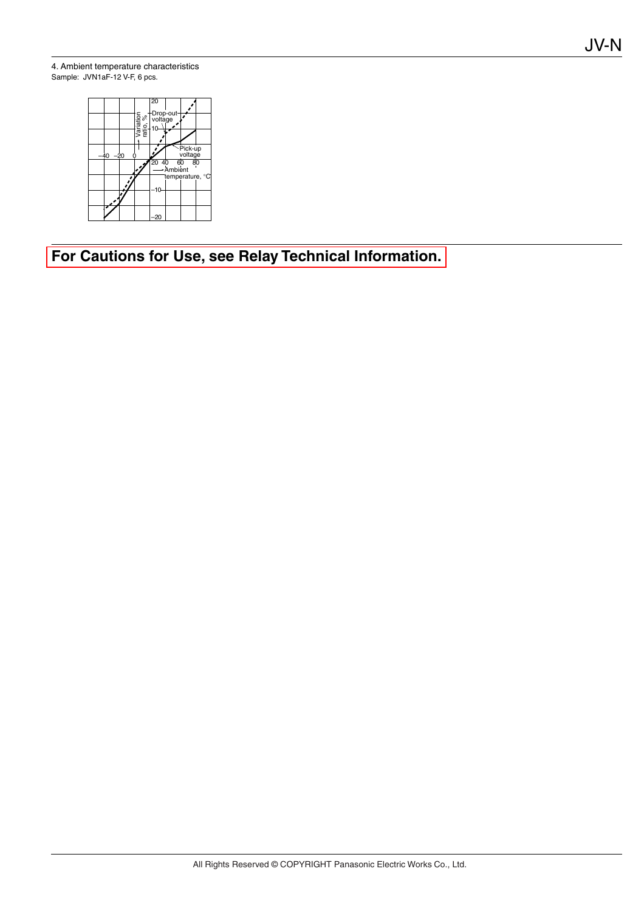4. Ambient temperature characteristics

Sample: JVN1aF-12 V-F, 6 pcs.

Variation ratio, %

20

10

–10

–20

–40 –20 0 20 40 60 80

Ambient temperature, °C

Drop-out voltage

Pick-up voltage

**For Cautions for Use, see Relay Technical Information.**